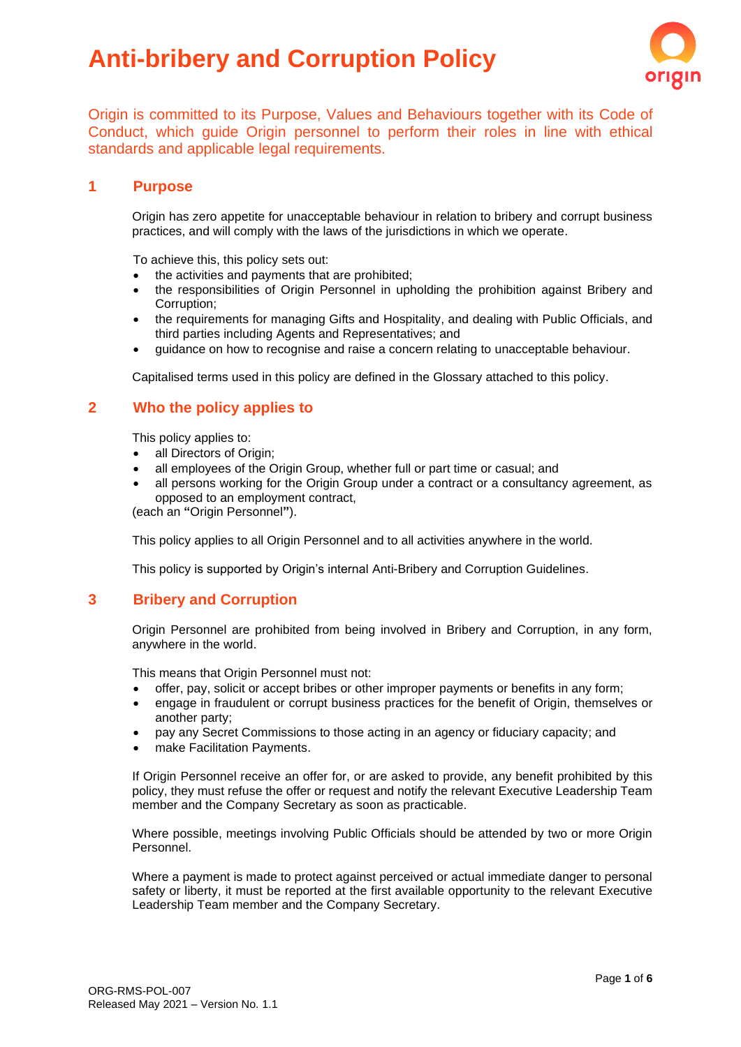# Anti-bribery and Corruption Policy

Origin is committed to its Purpose, Values and Behaviours together with its Code of Conduct, which guide Origin personnel to perform their roles in line with ethical standards and applicable legal requirements.

## 1 Purpose

Origin has zero appetite for unacceptable behaviour in relation to bribery and corrupt business practices, and will comply with the laws of the jurisdictions in which we operate.

To achieve this, this policy sets out:

- the activities and payments that are prohibited;
- the responsibilities of Origin Personnel in upholding the prohibition against Bribery and Corruption;
- the requirements for managing Gifts and Hospitality, and dealing with Public Officials, and third parties including Agents and Representatives; and
- guidance on how to recognise and raise a concern relating to unacceptable behaviour.

Capitalised terms used in this policy are defined in the Glossary attached to this policy.

## 2 Who the policy applies to

This policy applies to:

- all Directors of Origin;
- all employees of the Origin Group, whether full or part time or casual; and
- all persons working for the Origin Group under a contract or a consultancy agreement, as opposed to an employment contract,

(each an **"**Origin Personnel**"**).

This policy applies to all Origin Personnel and to all activities anywhere in the world.

This policy is supported by Origin's internal Anti-Bribery and Corruption Guidelines.

## 3 Bribery and Corruption

Origin Personnel are prohibited from being involved in Bribery and Corruption, in any form, anywhere in the world.

This means that Origin Personnel must not:

- offer, pay, solicit or accept bribes or other improper payments or benefits in any form;
- engage in fraudulent or corrupt business practices for the benefit of Origin, themselves or another party;
- pay any Secret Commissions to those acting in an agency or fiduciary capacity; and
- make Facilitation Payments.

If Origin Personnel receive an offer for, or are asked to provide, any benefit prohibited by this policy, they must refuse the offer or request and notify the relevant Executive Leadership Team member and the Company Secretary as soon as practicable.

Where possible, meetings involving Public Officials should be attended by two or more Origin Personnel.

Where a payment is made to protect against perceived or actual immediate danger to personal safety or liberty, it must be reported at the first available opportunity to the relevant Executive Leadership Team member and the Company Secretary.

ORG-RMS-POL-007
Released May 2021 – Version No. 1.1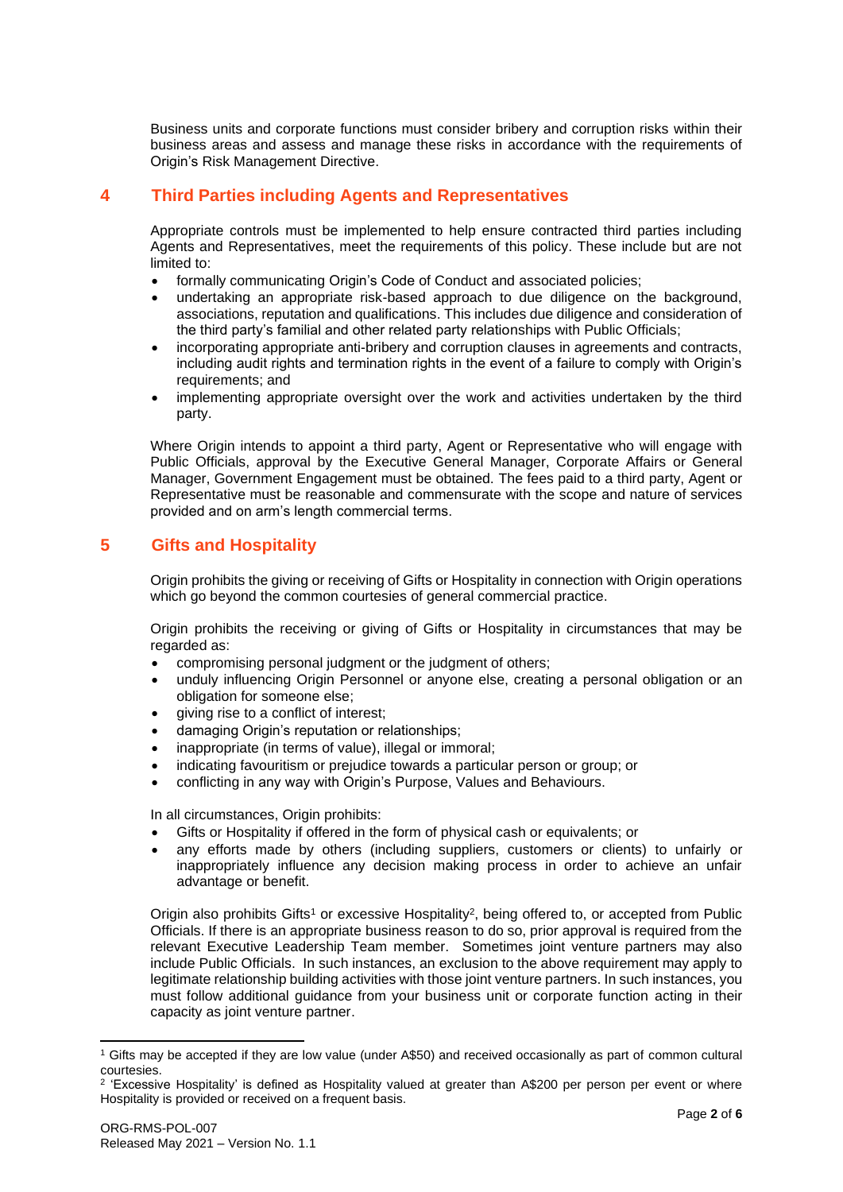Business units and corporate functions must consider bribery and corruption risks within their business areas and assess and manage these risks in accordance with the requirements of Origin's Risk Management Directive.

## 4 Third Parties including Agents and Representatives

Appropriate controls must be implemented to help ensure contracted third parties including Agents and Representatives, meet the requirements of this policy. These include but are not limited to:

- formally communicating Origin's Code of Conduct and associated policies;
- undertaking an appropriate risk-based approach to due diligence on the background, associations, reputation and qualifications. This includes due diligence and consideration of the third party's familial and other related party relationships with Public Officials;
- incorporating appropriate anti-bribery and corruption clauses in agreements and contracts, including audit rights and termination rights in the event of a failure to comply with Origin's requirements; and
- implementing appropriate oversight over the work and activities undertaken by the third party.

Where Origin intends to appoint a third party, Agent or Representative who will engage with Public Officials, approval by the Executive General Manager, Corporate Affairs or General Manager, Government Engagement must be obtained. The fees paid to a third party, Agent or Representative must be reasonable and commensurate with the scope and nature of services provided and on arm's length commercial terms.

## 5 Gifts and Hospitality

Origin prohibits the giving or receiving of Gifts or Hospitality in connection with Origin operations which go beyond the common courtesies of general commercial practice.

Origin prohibits the receiving or giving of Gifts or Hospitality in circumstances that may be regarded as:

- compromising personal judgment or the judgment of others;
- unduly influencing Origin Personnel or anyone else, creating a personal obligation or an obligation for someone else;
- giving rise to a conflict of interest;
- damaging Origin's reputation or relationships;
- inappropriate (in terms of value), illegal or immoral;
- indicating favouritism or prejudice towards a particular person or group; or
- conflicting in any way with Origin's Purpose, Values and Behaviours.

In all circumstances, Origin prohibits:

- Gifts or Hospitality if offered in the form of physical cash or equivalents; or
- any efforts made by others (including suppliers, customers or clients) to unfairly or inappropriately influence any decision making process in order to achieve an unfair advantage or benefit.

Origin also prohibits Gifts[1] or excessive Hospitality[2], being offered to, or accepted from Public Officials. If there is an appropriate business reason to do so, prior approval is required from the relevant Executive Leadership Team member. Sometimes joint venture partners may also include Public Officials. In such instances, an exclusion to the above requirement may apply to legitimate relationship building activities with those joint venture partners. In such instances, you must follow additional guidance from your business unit or corporate function acting in their capacity as joint venture partner.

---

[1] Gifts may be accepted if they are low value (under A$50) and received occasionally as part of common cultural courtesies.

[2] 'Excessive Hospitality' is defined as Hospitality valued at greater than A$200 per person per event or where Hospitality is provided or received on a frequent basis.

ORG-RMS-POL-007
Released May 2021 – Version No. 1.1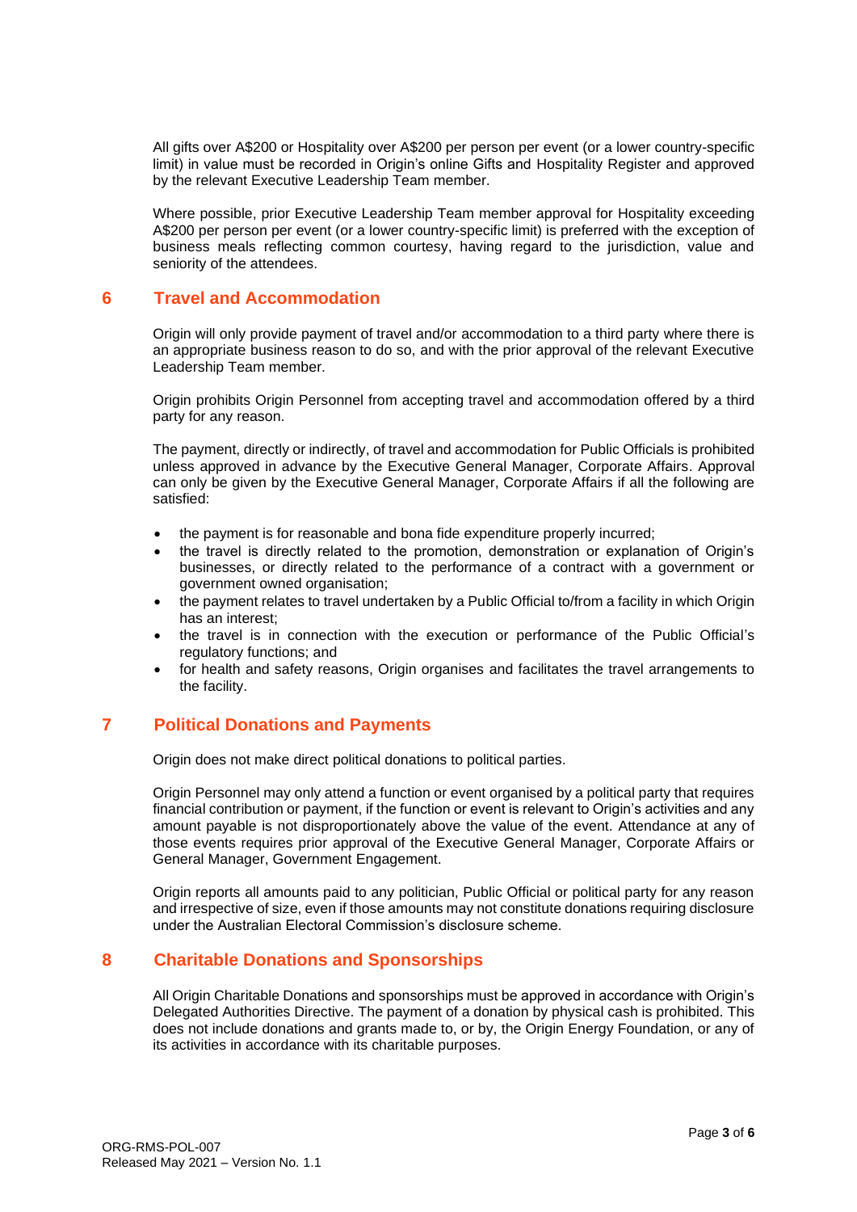All gifts over A$200 or Hospitality over A$200 per person per event (or a lower country-specific limit) in value must be recorded in Origin's online Gifts and Hospitality Register and approved by the relevant Executive Leadership Team member.

Where possible, prior Executive Leadership Team member approval for Hospitality exceeding A$200 per person per event (or a lower country-specific limit) is preferred with the exception of business meals reflecting common courtesy, having regard to the jurisdiction, value and seniority of the attendees.

## 6 Travel and Accommodation

Origin will only provide payment of travel and/or accommodation to a third party where there is an appropriate business reason to do so, and with the prior approval of the relevant Executive Leadership Team member.

Origin prohibits Origin Personnel from accepting travel and accommodation offered by a third party for any reason.

The payment, directly or indirectly, of travel and accommodation for Public Officials is prohibited unless approved in advance by the Executive General Manager, Corporate Affairs. Approval can only be given by the Executive General Manager, Corporate Affairs if all the following are satisfied:

- the payment is for reasonable and bona fide expenditure properly incurred;
- the travel is directly related to the promotion, demonstration or explanation of Origin's businesses, or directly related to the performance of a contract with a government or government owned organisation;
- the payment relates to travel undertaken by a Public Official to/from a facility in which Origin has an interest;
- the travel is in connection with the execution or performance of the Public Official's regulatory functions; and
- for health and safety reasons, Origin organises and facilitates the travel arrangements to the facility.

## 7 Political Donations and Payments

Origin does not make direct political donations to political parties.

Origin Personnel may only attend a function or event organised by a political party that requires financial contribution or payment, if the function or event is relevant to Origin's activities and any amount payable is not disproportionately above the value of the event. Attendance at any of those events requires prior approval of the Executive General Manager, Corporate Affairs or General Manager, Government Engagement.

Origin reports all amounts paid to any politician, Public Official or political party for any reason and irrespective of size, even if those amounts may not constitute donations requiring disclosure under the Australian Electoral Commission's disclosure scheme.

## 8 Charitable Donations and Sponsorships

All Origin Charitable Donations and sponsorships must be approved in accordance with Origin's Delegated Authorities Directive. The payment of a donation by physical cash is prohibited. This does not include donations and grants made to, or by, the Origin Energy Foundation, or any of its activities in accordance with its charitable purposes.

ORG-RMS-POL-007
Released May 2021 – Version No. 1.1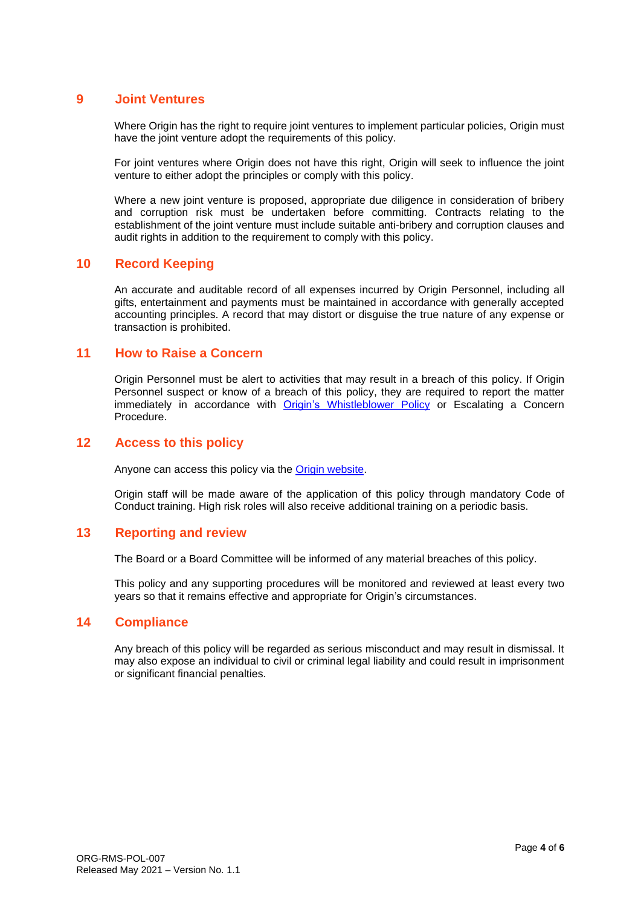## 9 Joint Ventures

Where Origin has the right to require joint ventures to implement particular policies, Origin must have the joint venture adopt the requirements of this policy.

For joint ventures where Origin does not have this right, Origin will seek to influence the joint venture to either adopt the principles or comply with this policy.

Where a new joint venture is proposed, appropriate due diligence in consideration of bribery and corruption risk must be undertaken before committing. Contracts relating to the establishment of the joint venture must include suitable anti-bribery and corruption clauses and audit rights in addition to the requirement to comply with this policy.

## 10 Record Keeping

An accurate and auditable record of all expenses incurred by Origin Personnel, including all gifts, entertainment and payments must be maintained in accordance with generally accepted accounting principles. A record that may distort or disguise the true nature of any expense or transaction is prohibited.

## 11 How to Raise a Concern

Origin Personnel must be alert to activities that may result in a breach of this policy. If Origin Personnel suspect or know of a breach of this policy, they are required to report the matter immediately in accordance with Origin's Whistleblower Policy or Escalating a Concern Procedure.

## 12 Access to this policy

Anyone can access this policy via the Origin website.

Origin staff will be made aware of the application of this policy through mandatory Code of Conduct training. High risk roles will also receive additional training on a periodic basis.

## 13 Reporting and review

The Board or a Board Committee will be informed of any material breaches of this policy.

This policy and any supporting procedures will be monitored and reviewed at least every two years so that it remains effective and appropriate for Origin's circumstances.

## 14 Compliance

Any breach of this policy will be regarded as serious misconduct and may result in dismissal. It may also expose an individual to civil or criminal legal liability and could result in imprisonment or significant financial penalties.

ORG-RMS-POL-007
Released May 2021 – Version No. 1.1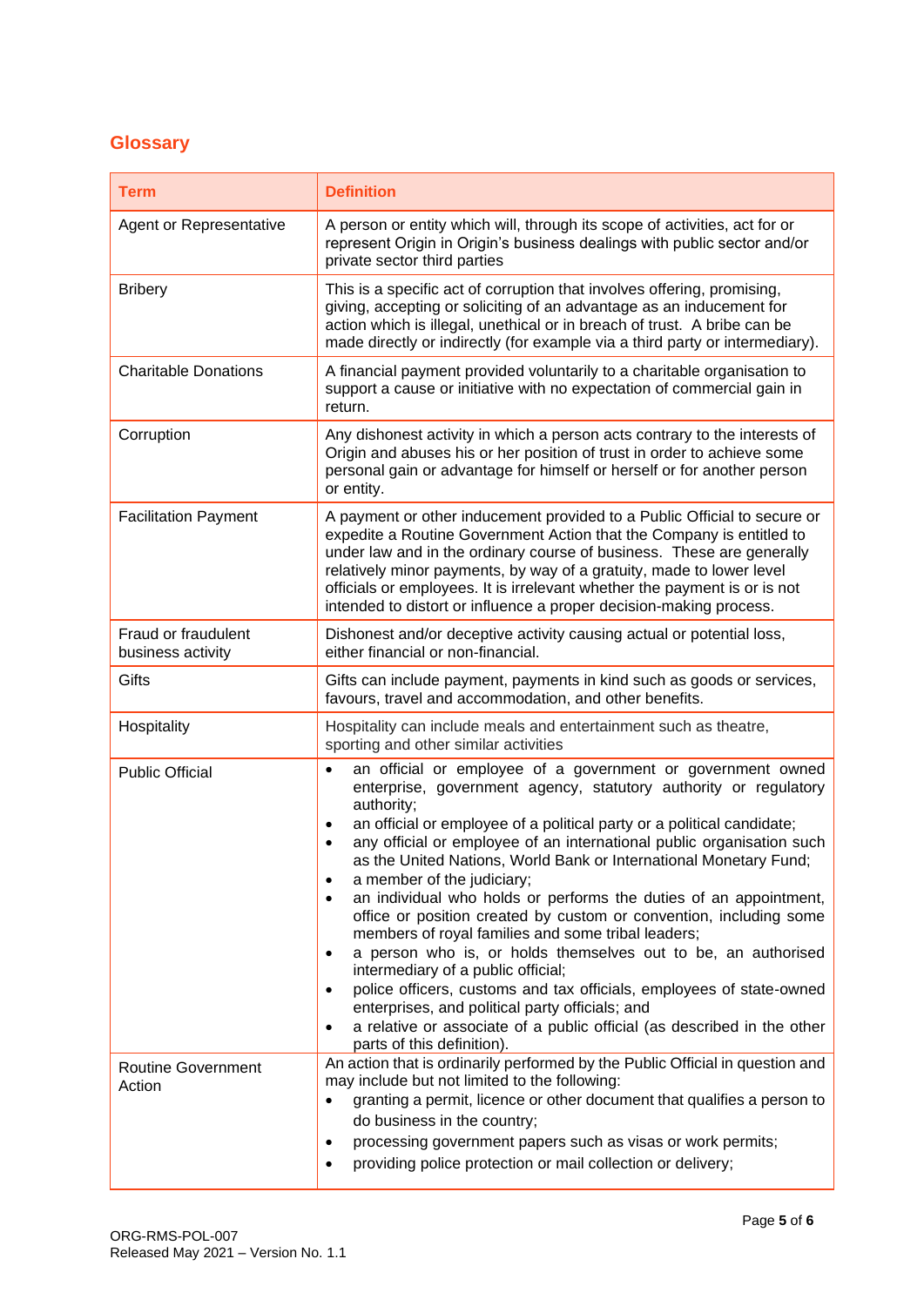## Glossary

| Term | Definition |
|---|---|
| Agent or Representative | A person or entity which will, through its scope of activities, act for or represent Origin in Origin's business dealings with public sector and/or private sector third parties |
| Bribery | This is a specific act of corruption that involves offering, promising, giving, accepting or soliciting of an advantage as an inducement for action which is illegal, unethical or in breach of trust. A bribe can be made directly or indirectly (for example via a third party or intermediary). |
| Charitable Donations | A financial payment provided voluntarily to a charitable organisation to support a cause or initiative with no expectation of commercial gain in return. |
| Corruption | Any dishonest activity in which a person acts contrary to the interests of Origin and abuses his or her position of trust in order to achieve some personal gain or advantage for himself or herself or for another person or entity. |
| Facilitation Payment | A payment or other inducement provided to a Public Official to secure or expedite a Routine Government Action that the Company is entitled to under law and in the ordinary course of business. These are generally relatively minor payments, by way of a gratuity, made to lower level officials or employees. It is irrelevant whether the payment is or is not intended to distort or influence a proper decision-making process. |
| Fraud or fraudulent business activity | Dishonest and/or deceptive activity causing actual or potential loss, either financial or non-financial. |
| Gifts | Gifts can include payment, payments in kind such as goods or services, favours, travel and accommodation, and other benefits. |
| Hospitality | Hospitality can include meals and entertainment such as theatre, sporting and other similar activities |
| Public Official | • an official or employee of a government or government owned enterprise, government agency, statutory authority or regulatory authority;<br>• an official or employee of a political party or a political candidate;<br>• any official or employee of an international public organisation such as the United Nations, World Bank or International Monetary Fund;<br>• a member of the judiciary;<br>• an individual who holds or performs the duties of an appointment, office or position created by custom or convention, including some members of royal families and some tribal leaders;<br>• a person who is, or holds themselves out to be, an authorised intermediary of a public official;<br>• police officers, customs and tax officials, employees of state-owned enterprises, and political party officials; and<br>• a relative or associate of a public official (as described in the other parts of this definition). |
| Routine Government Action | An action that is ordinarily performed by the Public Official in question and may include but not limited to the following:<br>• granting a permit, licence or other document that qualifies a person to do business in the country;<br>• processing government papers such as visas or work permits;<br>• providing police protection or mail collection or delivery; |

ORG-RMS-POL-007
Released May 2021 – Version No. 1.1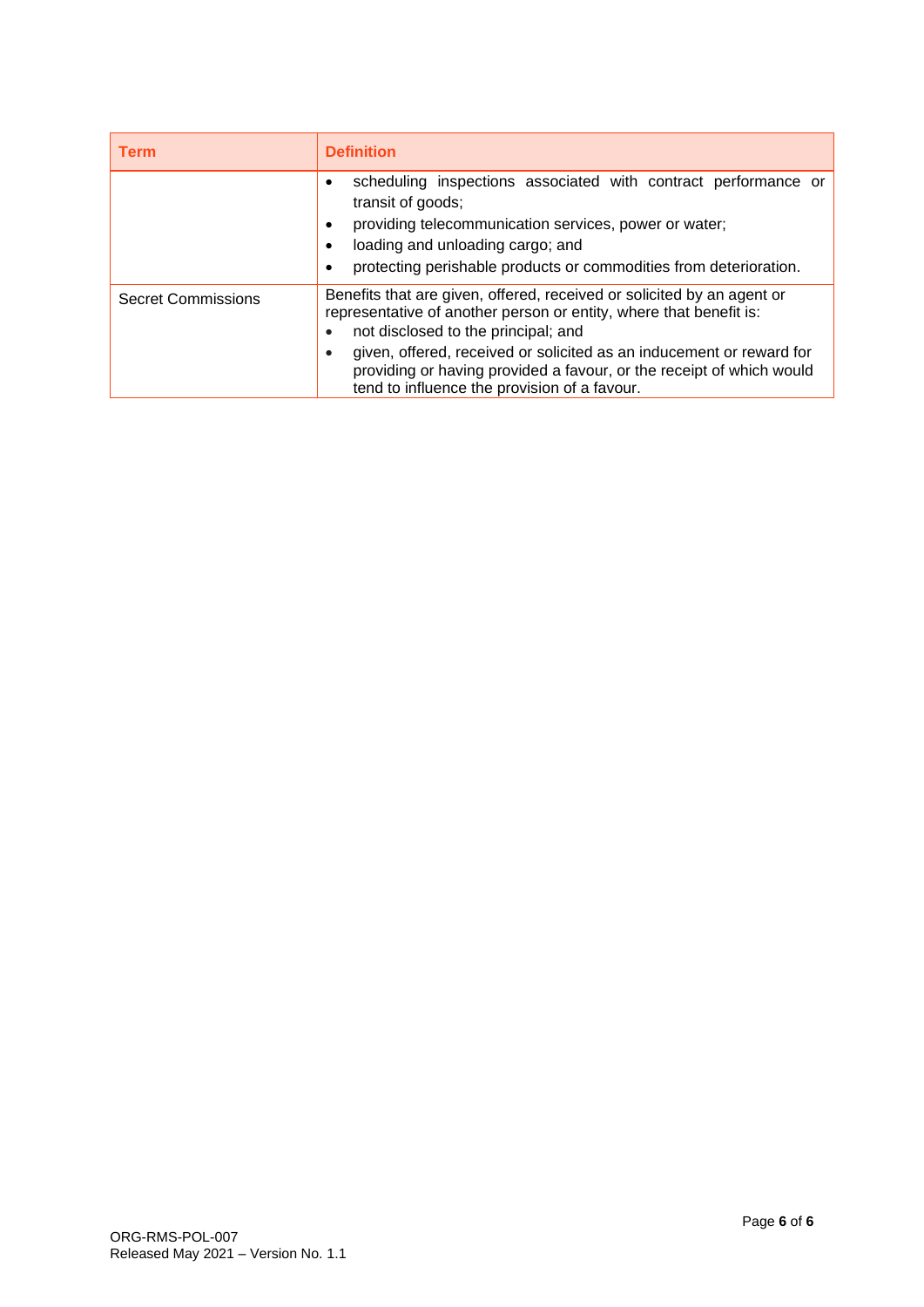| Term | Definition |
|---|---|
| | • scheduling inspections associated with contract performance or transit of goods;<br>• providing telecommunication services, power or water;<br>• loading and unloading cargo; and<br>• protecting perishable products or commodities from deterioration. |
| Secret Commissions | Benefits that are given, offered, received or solicited by an agent or representative of another person or entity, where that benefit is:<br>• not disclosed to the principal; and<br>• given, offered, received or solicited as an inducement or reward for providing or having provided a favour, or the receipt of which would tend to influence the provision of a favour. |

ORG-RMS-POL-007
Released May 2021 – Version No. 1.1